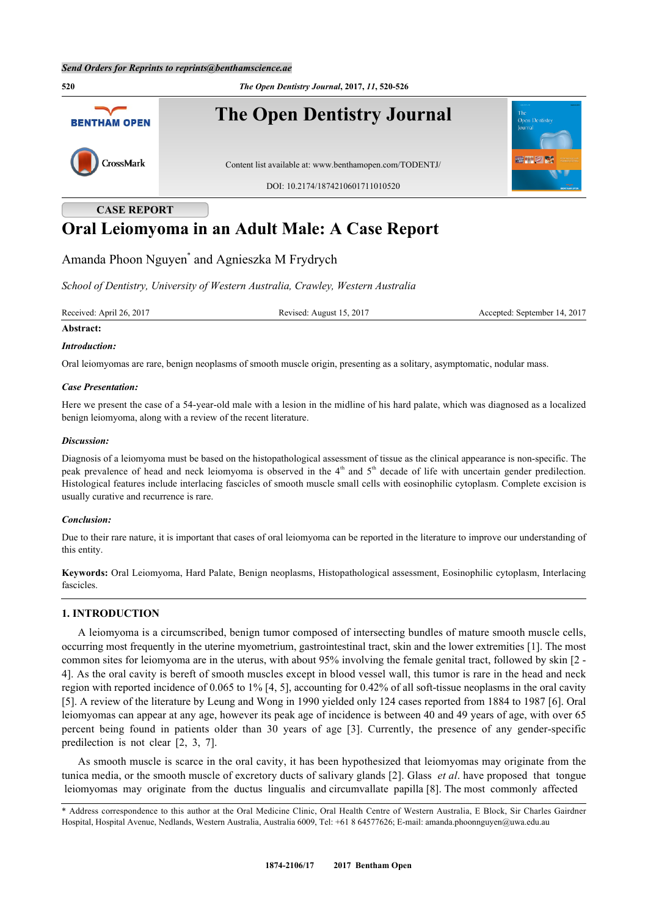CASE REPORT

# Oral Leiomyoma in an Adult Male: A Case Report

Amanda Phoon Nguyen[*] and Agnieszka M Frydrych

*School of Dentistry, University of Western Australia, Crawley, Western Australia*

Received: April 26, 2017 | Revised: August 15, 2017 | Accepted: September 14, 2017

**Abstract:**

***Introduction:***

Oral leiomyomas are rare, benign neoplasms of smooth muscle origin, presenting as a solitary, asymptomatic, nodular mass.

***Case Presentation:***

Here we present the case of a 54-year-old male with a lesion in the midline of his hard palate, which was diagnosed as a localized benign leiomyoma, along with a review of the recent literature.

***Discussion:***

Diagnosis of a leiomyoma must be based on the histopathological assessment of tissue as the clinical appearance is non-specific. The peak prevalence of head and neck leiomyoma is observed in the 4th and 5th decade of life with uncertain gender predilection. Histological features include interlacing fascicles of smooth muscle small cells with eosinophilic cytoplasm. Complete excision is usually curative and recurrence is rare.

***Conclusion:***

Due to their rare nature, it is important that cases of oral leiomyoma can be reported in the literature to improve our understanding of this entity.

**Keywords:** Oral Leiomyoma, Hard Palate, Benign neoplasms, Histopathological assessment, Eosinophilic cytoplasm, Interlacing fascicles.

## 1. INTRODUCTION

A leiomyoma is a circumscribed, benign tumor composed of intersecting bundles of mature smooth muscle cells, occurring most frequently in the uterine myometrium, gastrointestinal tract, skin and the lower extremities [1]. The most common sites for leiomyoma are in the uterus, with about 95% involving the female genital tract, followed by skin [2 - 4]. As the oral cavity is bereft of smooth muscles except in blood vessel wall, this tumor is rare in the head and neck region with reported incidence of 0.065 to 1% [4, 5], accounting for 0.42% of all soft-tissue neoplasms in the oral cavity [5]. A review of the literature by Leung and Wong in 1990 yielded only 124 cases reported from 1884 to 1987 [6]. Oral leiomyomas can appear at any age, however its peak age of incidence is between 40 and 49 years of age, with over 65 percent being found in patients older than 30 years of age [3]. Currently, the presence of any gender-specific predilection is not clear [2, 3, 7].

As smooth muscle is scarce in the oral cavity, it has been hypothesized that leiomyomas may originate from the tunica media, or the smooth muscle of excretory ducts of salivary glands [2]. Glass *et al*. have proposed that tongue leiomyomas may originate from the ductus lingualis and circumvallate papilla [8]. The most commonly affected

\* Address correspondence to this author at the Oral Medicine Clinic, Oral Health Centre of Western Australia, E Block, Sir Charles Gairdner Hospital, Hospital Avenue, Nedlands, Western Australia, Australia 6009, Tel: +61 8 64577626; E-mail: amanda.phoonnguyen@uwa.edu.au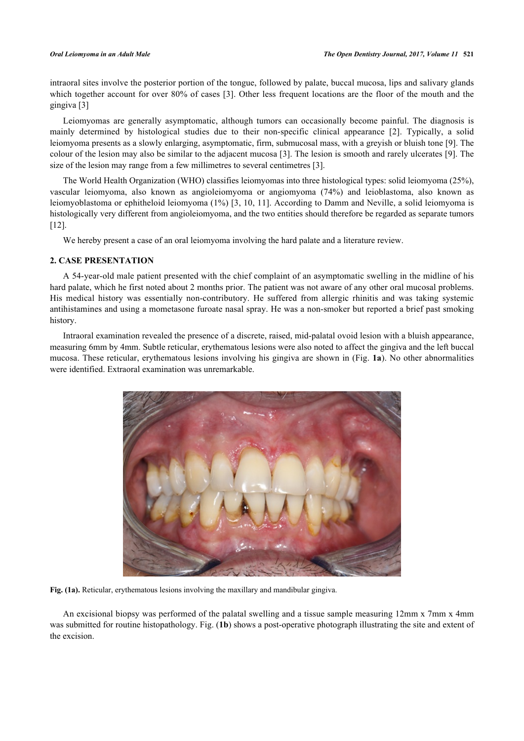intraoral sites involve the posterior portion of the tongue, followed by palate, buccal mucosa, lips and salivary glands which together account for over 80% of cases [3]. Other less frequent locations are the floor of the mouth and the gingiva [3]

Leiomyomas are generally asymptomatic, although tumors can occasionally become painful. The diagnosis is mainly determined by histological studies due to their non-specific clinical appearance [2]. Typically, a solid leiomyoma presents as a slowly enlarging, asymptomatic, firm, submucosal mass, with a greyish or bluish tone [9]. The colour of the lesion may also be similar to the adjacent mucosa [3]. The lesion is smooth and rarely ulcerates [9]. The size of the lesion may range from a few millimetres to several centimetres [3].

The World Health Organization (WHO) classifies leiomyomas into three histological types: solid leiomyoma (25%), vascular leiomyoma, also known as angioleiomyoma or angiomyoma (74%) and leioblastoma, also known as leiomyoblastoma or ephitheloid leiomyoma (1%) [3, 10, 11]. According to Damm and Neville, a solid leiomyoma is histologically very different from angioleiomyoma, and the two entities should therefore be regarded as separate tumors [12].

We hereby present a case of an oral leiomyoma involving the hard palate and a literature review.

## 2. CASE PRESENTATION

A 54-year-old male patient presented with the chief complaint of an asymptomatic swelling in the midline of his hard palate, which he first noted about 2 months prior. The patient was not aware of any other oral mucosal problems. His medical history was essentially non-contributory. He suffered from allergic rhinitis and was taking systemic antihistamines and using a mometasone furoate nasal spray. He was a non-smoker but reported a brief past smoking history.

Intraoral examination revealed the presence of a discrete, raised, mid-palatal ovoid lesion with a bluish appearance, measuring 6mm by 4mm. Subtle reticular, erythematous lesions were also noted to affect the gingiva and the left buccal mucosa. These reticular, erythematous lesions involving his gingiva are shown in (Fig. **1a**). No other abnormalities were identified. Extraoral examination was unremarkable.

**Fig. (1a).** Reticular, erythematous lesions involving the maxillary and mandibular gingiva.

An excisional biopsy was performed of the palatal swelling and a tissue sample measuring 12mm x 7mm x 4mm was submitted for routine histopathology. Fig. (**1b**) shows a post-operative photograph illustrating the site and extent of the excision.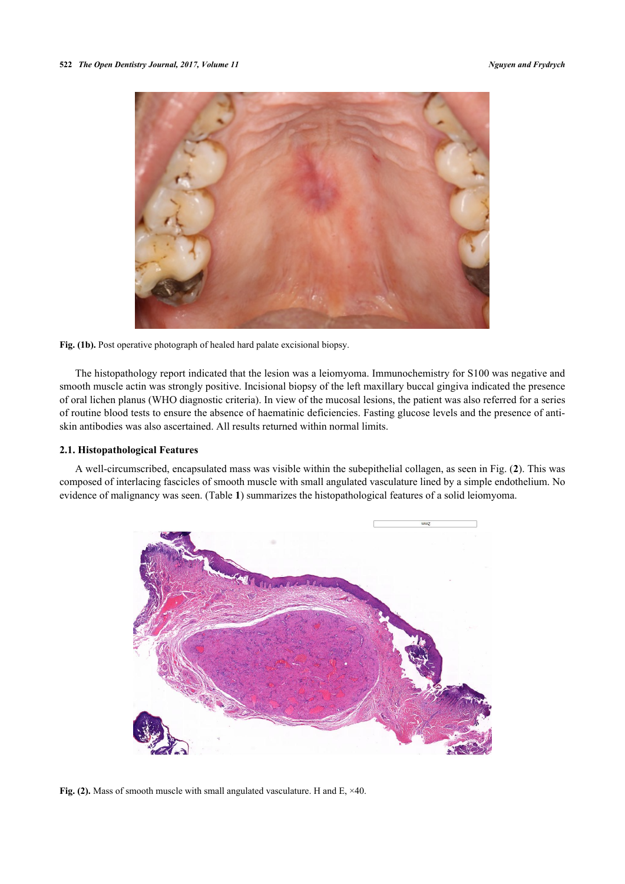Fig. (1b). Post operative photograph of healed hard palate excisional biopsy.

The histopathology report indicated that the lesion was a leiomyoma. Immunochemistry for S100 was negative and smooth muscle actin was strongly positive. Incisional biopsy of the left maxillary buccal gingiva indicated the presence of oral lichen planus (WHO diagnostic criteria). In view of the mucosal lesions, the patient was also referred for a series of routine blood tests to ensure the absence of haematinic deficiencies. Fasting glucose levels and the presence of anti-skin antibodies was also ascertained. All results returned within normal limits.

### 2.1. Histopathological Features

A well-circumscribed, encapsulated mass was visible within the subepithelial collagen, as seen in Fig. (**2**). This was composed of interlacing fascicles of smooth muscle with small angulated vasculature lined by a simple endothelium. No evidence of malignancy was seen. (Table **1**) summarizes the histopathological features of a solid leiomyoma.

Fig. (2). Mass of smooth muscle with small angulated vasculature. H and E, ×40.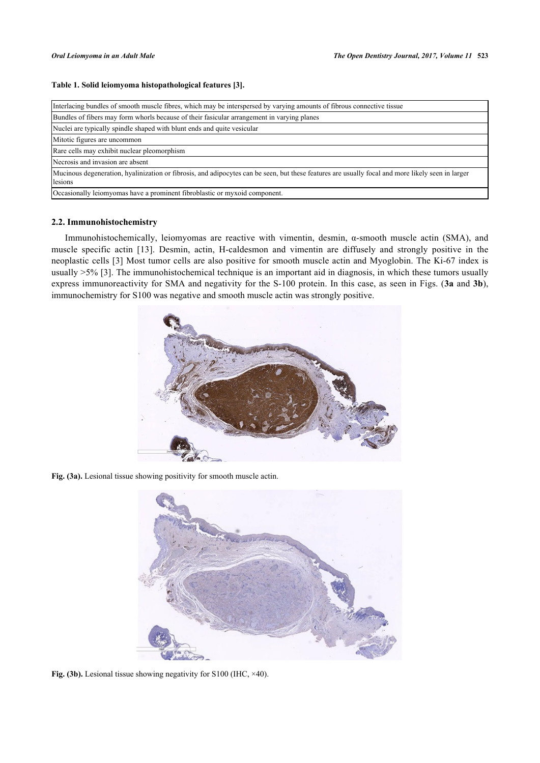**Table 1. Solid leiomyoma histopathological features [3].**

| Solid leiomyoma histopathological features |
|---|
| Interlacing bundles of smooth muscle fibres, which may be interspersed by varying amounts of fibrous connective tissue |
| Bundles of fibers may form whorls because of their fasicular arrangement in varying planes |
| Nuclei are typically spindle shaped with blunt ends and quite vesicular |
| Mitotic figures are uncommon |
| Rare cells may exhibit nuclear pleomorphism |
| Necrosis and invasion are absent |
| Mucinous degeneration, hyalinization or fibrosis, and adipocytes can be seen, but these features are usually focal and more likely seen in larger lesions |
| Occasionally leiomyomas have a prominent fibroblastic or myxoid component. |

### 2.2. Immunohistochemistry

Immunohistochemically, leiomyomas are reactive with vimentin, desmin, α-smooth muscle actin (SMA), and muscle specific actin [13]. Desmin, actin, H-caldesmon and vimentin are diffusely and strongly positive in the neoplastic cells [3] Most tumor cells are also positive for smooth muscle actin and Myoglobin. The Ki-67 index is usually >5% [3]. The immunohistochemical technique is an important aid in diagnosis, in which these tumors usually express immunoreactivity for SMA and negativity for the S-100 protein. In this case, as seen in Figs. (**3a** and **3b**), immunochemistry for S100 was negative and smooth muscle actin was strongly positive.

**Fig. (3a).** Lesional tissue showing positivity for smooth muscle actin.

**Fig. (3b).** Lesional tissue showing negativity for S100 (IHC, ×40).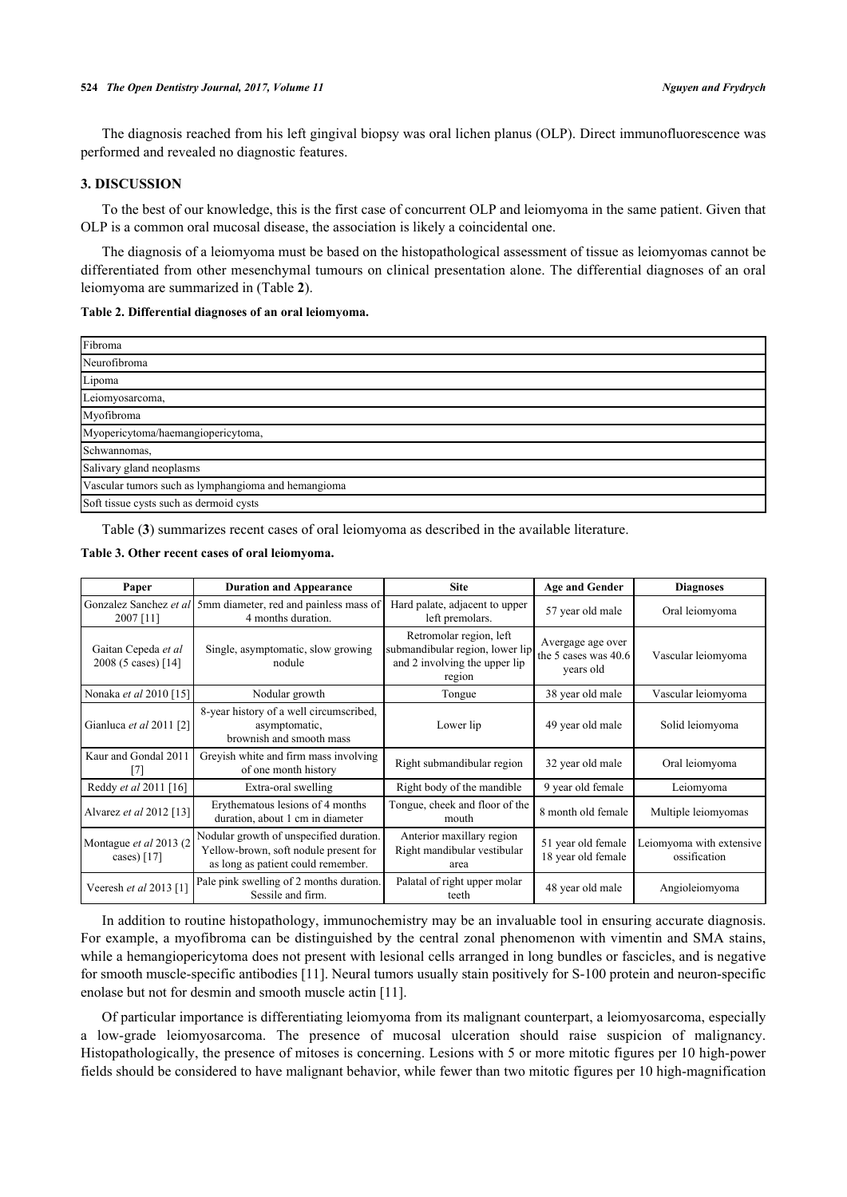The diagnosis reached from his left gingival biopsy was oral lichen planus (OLP). Direct immunofluorescence was performed and revealed no diagnostic features.

## 3. DISCUSSION

To the best of our knowledge, this is the first case of concurrent OLP and leiomyoma in the same patient. Given that OLP is a common oral mucosal disease, the association is likely a coincidental one.

The diagnosis of a leiomyoma must be based on the histopathological assessment of tissue as leiomyomas cannot be differentiated from other mesenchymal tumours on clinical presentation alone. The differential diagnoses of an oral leiomyoma are summarized in (Table **2**).

**Table 2. Differential diagnoses of an oral leiomyoma.**

| |
|---|
| Fibroma |
| Neurofibroma |
| Lipoma |
| Leiomyosarcoma, |
| Myofibroma |
| Myopericytoma/haemangiopericytoma, |
| Schwannomas, |
| Salivary gland neoplasms |
| Vascular tumors such as lymphangioma and hemangioma |
| Soft tissue cysts such as dermoid cysts |

Table (**3**) summarizes recent cases of oral leiomyoma as described in the available literature.

**Table 3. Other recent cases of oral leiomyoma.**

| Paper | Duration and Appearance | Site | Age and Gender | Diagnoses |
|---|---|---|---|---|
| Gonzalez Sanchez *et al* 2007 [11] | 5mm diameter, red and painless mass of 4 months duration. | Hard palate, adjacent to upper left premolars. | 57 year old male | Oral leiomyoma |
| Gaitan Cepeda *et al* 2008 (5 cases) [14] | Single, asymptomatic, slow growing nodule | Retromolar region, left submandibular region, lower lip and 2 involving the upper lip region | Avergage age over the 5 cases was 40.6 years old | Vascular leiomyoma |
| Nonaka *et al* 2010 [15] | Nodular growth | Tongue | 38 year old male | Vascular leiomyoma |
| Gianluca *et al* 2011 [2] | 8-year history of a well circumscribed, asymptomatic, brownish and smooth mass | Lower lip | 49 year old male | Solid leiomyoma |
| Kaur and Gondal 2011 [7] | Greyish white and firm mass involving of one month history | Right submandibular region | 32 year old male | Oral leiomyoma |
| Reddy *et al* 2011 [16] | Extra-oral swelling | Right body of the mandible | 9 year old female | Leiomyoma |
| Alvarez *et al* 2012 [13] | Erythematous lesions of 4 months duration, about 1 cm in diameter | Tongue, cheek and floor of the mouth | 8 month old female | Multiple leiomyomas |
| Montague *et al* 2013 (2 cases) [17] | Nodular growth of unspecified duration. Yellow-brown, soft nodule present for as long as patient could remember. | Anterior maxillary region Right mandibular vestibular area | 51 year old female 18 year old female | Leiomyoma with extensive ossification |
| Veeresh *et al* 2013 [1] | Pale pink swelling of 2 months duration. Sessile and firm. | Palatal of right upper molar teeth | 48 year old male | Angioleiomyoma |

In addition to routine histopathology, immunochemistry may be an invaluable tool in ensuring accurate diagnosis. For example, a myofibroma can be distinguished by the central zonal phenomenon with vimentin and SMA stains, while a hemangiopericytoma does not present with lesional cells arranged in long bundles or fascicles, and is negative for smooth muscle-specific antibodies [11]. Neural tumors usually stain positively for S-100 protein and neuron-specific enolase but not for desmin and smooth muscle actin [11].

Of particular importance is differentiating leiomyoma from its malignant counterpart, a leiomyosarcoma, especially a low-grade leiomyosarcoma. The presence of mucosal ulceration should raise suspicion of malignancy. Histopathologically, the presence of mitoses is concerning. Lesions with 5 or more mitotic figures per 10 high-power fields should be considered to have malignant behavior, while fewer than two mitotic figures per 10 high-magnification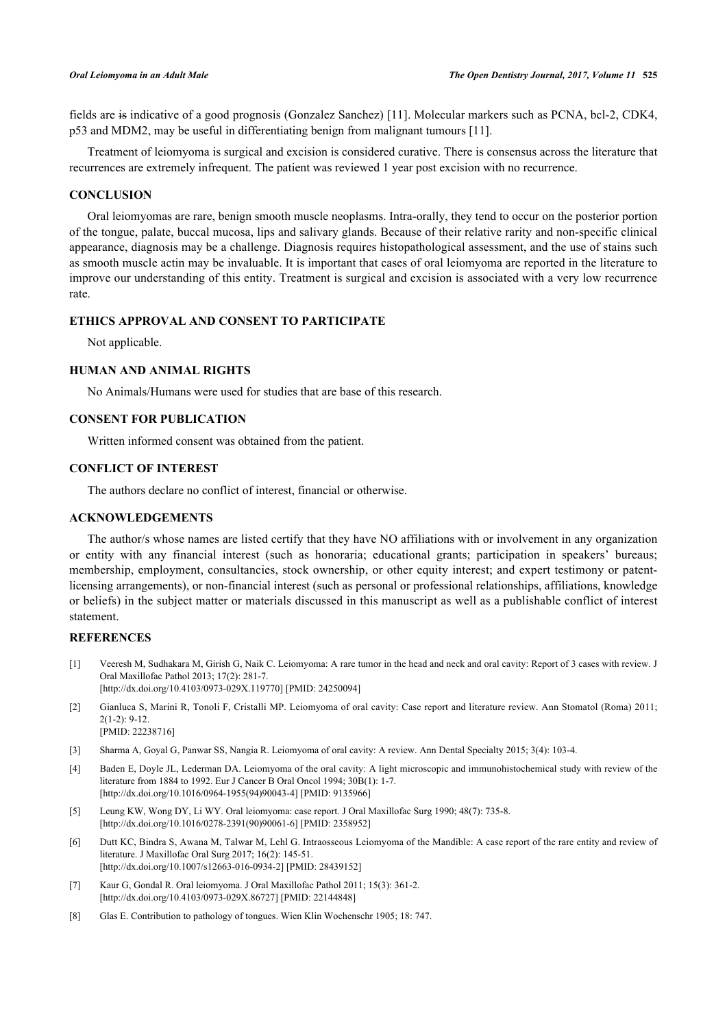fields are ~~is~~ indicative of a good prognosis (Gonzalez Sanchez) [11]. Molecular markers such as PCNA, bcl-2, CDK4, p53 and MDM2, may be useful in differentiating benign from malignant tumours [11].

Treatment of leiomyoma is surgical and excision is considered curative. There is consensus across the literature that recurrences are extremely infrequent. The patient was reviewed 1 year post excision with no recurrence.

## CONCLUSION

Oral leiomyomas are rare, benign smooth muscle neoplasms. Intra-orally, they tend to occur on the posterior portion of the tongue, palate, buccal mucosa, lips and salivary glands. Because of their relative rarity and non-specific clinical appearance, diagnosis may be a challenge. Diagnosis requires histopathological assessment, and the use of stains such as smooth muscle actin may be invaluable. It is important that cases of oral leiomyoma are reported in the literature to improve our understanding of this entity. Treatment is surgical and excision is associated with a very low recurrence rate.

## ETHICS APPROVAL AND CONSENT TO PARTICIPATE

Not applicable.

## HUMAN AND ANIMAL RIGHTS

No Animals/Humans were used for studies that are base of this research.

## CONSENT FOR PUBLICATION

Written informed consent was obtained from the patient.

## CONFLICT OF INTEREST

The authors declare no conflict of interest, financial or otherwise.

## ACKNOWLEDGEMENTS

The author/s whose names are listed certify that they have NO affiliations with or involvement in any organization or entity with any financial interest (such as honoraria; educational grants; participation in speakers' bureaus; membership, employment, consultancies, stock ownership, or other equity interest; and expert testimony or patent-licensing arrangements), or non-financial interest (such as personal or professional relationships, affiliations, knowledge or beliefs) in the subject matter or materials discussed in this manuscript as well as a publishable conflict of interest statement.

## REFERENCES

[1] Veeresh M, Sudhakara M, Girish G, Naik C. Leiomyoma: A rare tumor in the head and neck and oral cavity: Report of 3 cases with review. J Oral Maxillofac Pathol 2013; 17(2): 281-7. [http://dx.doi.org/10.4103/0973-029X.119770] [PMID: 24250094]

[2] Gianluca S, Marini R, Tonoli F, Cristalli MP. Leiomyoma of oral cavity: Case report and literature review. Ann Stomatol (Roma) 2011; 2(1-2): 9-12. [PMID: 22238716]

[3] Sharma A, Goyal G, Panwar SS, Nangia R. Leiomyoma of oral cavity: A review. Ann Dental Specialty 2015; 3(4): 103-4.

[4] Baden E, Doyle JL, Lederman DA. Leiomyoma of the oral cavity: A light microscopic and immunohistochemical study with review of the literature from 1884 to 1992. Eur J Cancer B Oral Oncol 1994; 30B(1): 1-7. [http://dx.doi.org/10.1016/0964-1955(94)90043-4] [PMID: 9135966]

[5] Leung KW, Wong DY, Li WY. Oral leiomyoma: case report. J Oral Maxillofac Surg 1990; 48(7): 735-8. [http://dx.doi.org/10.1016/0278-2391(90)90061-6] [PMID: 2358952]

[6] Dutt KC, Bindra S, Awana M, Talwar M, Lehl G. Intraosseous Leiomyoma of the Mandible: A case report of the rare entity and review of literature. J Maxillofac Oral Surg 2017; 16(2): 145-51. [http://dx.doi.org/10.1007/s12663-016-0934-2] [PMID: 28439152]

[7] Kaur G, Gondal R. Oral leiomyoma. J Oral Maxillofac Pathol 2011; 15(3): 361-2. [http://dx.doi.org/10.4103/0973-029X.86727] [PMID: 22144848]

[8] Glas E. Contribution to pathology of tongues. Wien Klin Wochenschr 1905; 18: 747.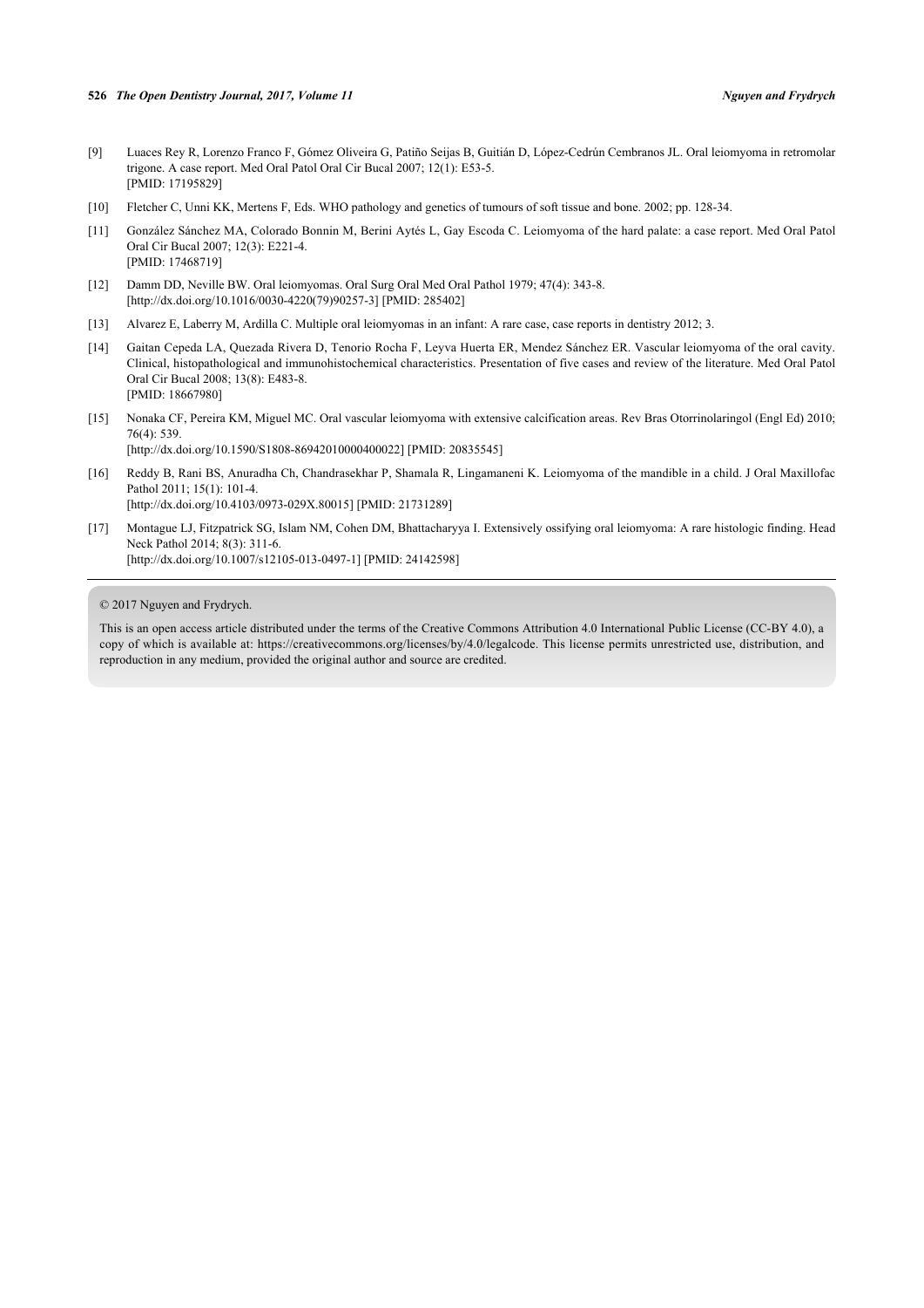[9] Luaces Rey R, Lorenzo Franco F, Gómez Oliveira G, Patiño Seijas B, Guitián D, López-Cedrún Cembranos JL. Oral leiomyoma in retromolar trigone. A case report. Med Oral Patol Oral Cir Bucal 2007; 12(1): E53-5.
[PMID: 17195829]

[10] Fletcher C, Unni KK, Mertens F, Eds. WHO pathology and genetics of tumours of soft tissue and bone. 2002; pp. 128-34.

[11] González Sánchez MA, Colorado Bonnin M, Berini Aytés L, Gay Escoda C. Leiomyoma of the hard palate: a case report. Med Oral Patol Oral Cir Bucal 2007; 12(3): E221-4.
[PMID: 17468719]

[12] Damm DD, Neville BW. Oral leiomyomas. Oral Surg Oral Med Oral Pathol 1979; 47(4): 343-8.
[http://dx.doi.org/10.1016/0030-4220(79)90257-3] [PMID: 285402]

[13] Alvarez E, Laberry M, Ardilla C. Multiple oral leiomyomas in an infant: A rare case, case reports in dentistry 2012; 3.

[14] Gaitan Cepeda LA, Quezada Rivera D, Tenorio Rocha F, Leyva Huerta ER, Mendez Sánchez ER. Vascular leiomyoma of the oral cavity. Clinical, histopathological and immunohistochemical characteristics. Presentation of five cases and review of the literature. Med Oral Patol Oral Cir Bucal 2008; 13(8): E483-8.
[PMID: 18667980]

[15] Nonaka CF, Pereira KM, Miguel MC. Oral vascular leiomyoma with extensive calcification areas. Rev Bras Otorrinolaringol (Engl Ed) 2010; 76(4): 539.
[http://dx.doi.org/10.1590/S1808-86942010000400022] [PMID: 20835545]

[16] Reddy B, Rani BS, Anuradha Ch, Chandrasekhar P, Shamala R, Lingamaneni K. Leiomyoma of the mandible in a child. J Oral Maxillofac Pathol 2011; 15(1): 101-4.
[http://dx.doi.org/10.4103/0973-029X.80015] [PMID: 21731289]

[17] Montague LJ, Fitzpatrick SG, Islam NM, Cohen DM, Bhattacharyya I. Extensively ossifying oral leiomyoma: A rare histologic finding. Head Neck Pathol 2014; 8(3): 311-6.
[http://dx.doi.org/10.1007/s12105-013-0497-1] [PMID: 24142598]

© 2017 Nguyen and Frydrych.

This is an open access article distributed under the terms of the Creative Commons Attribution 4.0 International Public License (CC-BY 4.0), a copy of which is available at: https://creativecommons.org/licenses/by/4.0/legalcode. This license permits unrestricted use, distribution, and reproduction in any medium, provided the original author and source are credited.